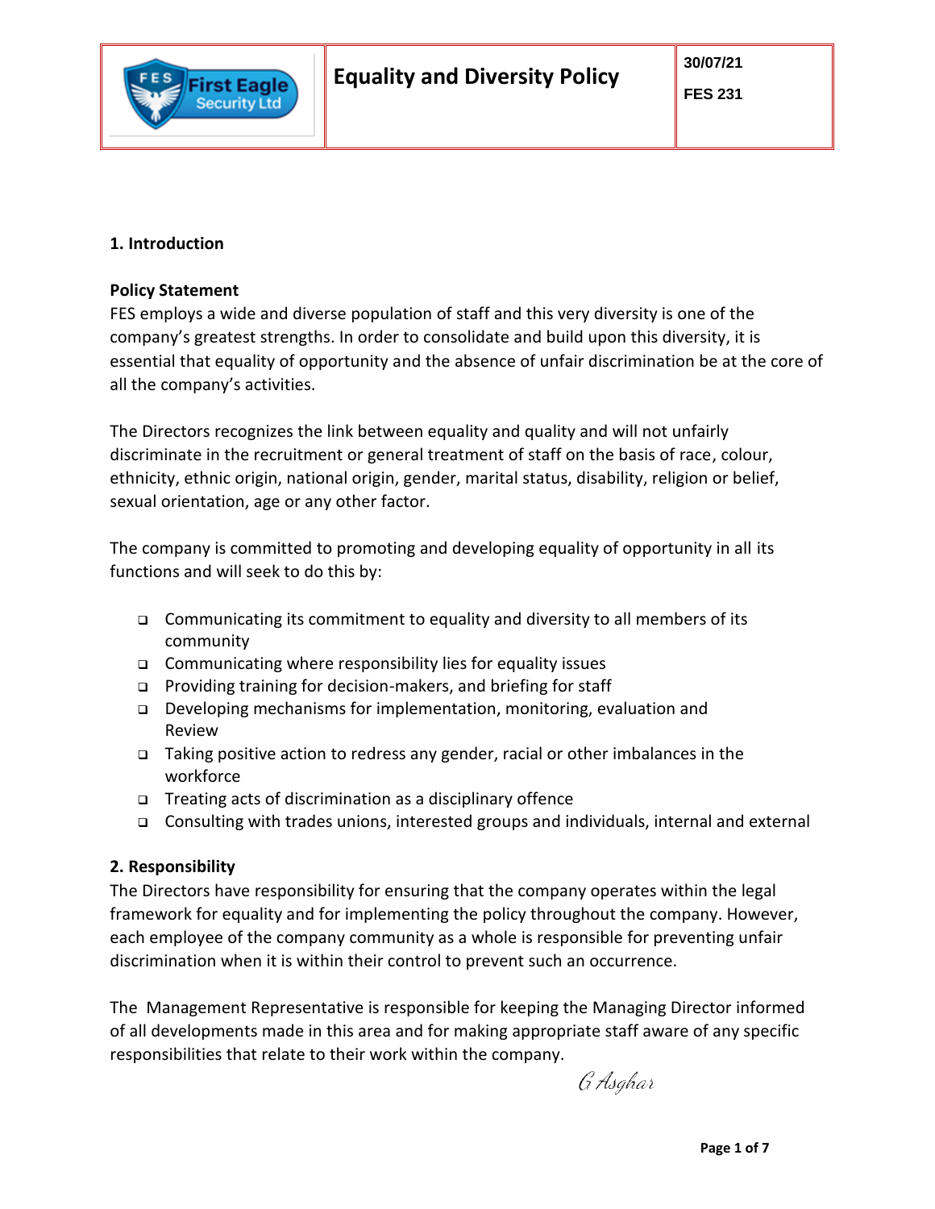| First Eagle Security Ltd | Equality and Diversity Policy | 30/07/21<br>FES 231 |
| --- | --- | --- |

## 1. Introduction

**Policy Statement**
FES employs a wide and diverse population of staff and this very diversity is one of the company's greatest strengths. In order to consolidate and build upon this diversity, it is essential that equality of opportunity and the absence of unfair discrimination be at the core of all the company's activities.

The Directors recognizes the link between equality and quality and will not unfairly discriminate in the recruitment or general treatment of staff on the basis of race, colour, ethnicity, ethnic origin, national origin, gender, marital status, disability, religion or belief, sexual orientation, age or any other factor.

The company is committed to promoting and developing equality of opportunity in all its functions and will seek to do this by:

- Communicating its commitment to equality and diversity to all members of its community
- Communicating where responsibility lies for equality issues
- Providing training for decision-makers, and briefing for staff
- Developing mechanisms for implementation, monitoring, evaluation and Review
- Taking positive action to redress any gender, racial or other imbalances in the workforce
- Treating acts of discrimination as a disciplinary offence
- Consulting with trades unions, interested groups and individuals, internal and external

## 2. Responsibility

The Directors have responsibility for ensuring that the company operates within the legal framework for equality and for implementing the policy throughout the company. However, each employee of the company community as a whole is responsible for preventing unfair discrimination when it is within their control to prevent such an occurrence.

The Management Representative is responsible for keeping the Managing Director informed of all developments made in this area and for making appropriate staff aware of any specific responsibilities that relate to their work within the company.

G Asghar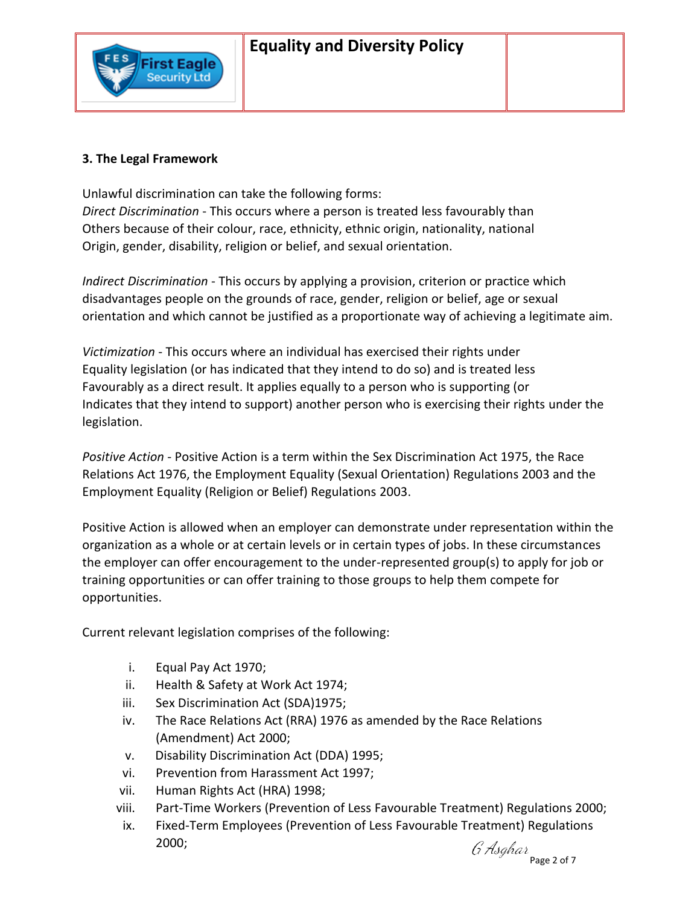### 3. The Legal Framework

Unlawful discrimination can take the following forms:
*Direct Discrimination* - This occurs where a person is treated less favourably than Others because of their colour, race, ethnicity, ethnic origin, nationality, national Origin, gender, disability, religion or belief, and sexual orientation.

*Indirect Discrimination* - This occurs by applying a provision, criterion or practice which disadvantages people on the grounds of race, gender, religion or belief, age or sexual orientation and which cannot be justified as a proportionate way of achieving a legitimate aim.

*Victimization* - This occurs where an individual has exercised their rights under Equality legislation (or has indicated that they intend to do so) and is treated less Favourably as a direct result. It applies equally to a person who is supporting (or Indicates that they intend to support) another person who is exercising their rights under the legislation.

*Positive Action* - Positive Action is a term within the Sex Discrimination Act 1975, the Race Relations Act 1976, the Employment Equality (Sexual Orientation) Regulations 2003 and the Employment Equality (Religion or Belief) Regulations 2003.

Positive Action is allowed when an employer can demonstrate under representation within the organization as a whole or at certain levels or in certain types of jobs. In these circumstances the employer can offer encouragement to the under-represented group(s) to apply for job or training opportunities or can offer training to those groups to help them compete for opportunities.

Current relevant legislation comprises of the following:

i. Equal Pay Act 1970;
ii. Health & Safety at Work Act 1974;
iii. Sex Discrimination Act (SDA)1975;
iv. The Race Relations Act (RRA) 1976 as amended by the Race Relations (Amendment) Act 2000;
v. Disability Discrimination Act (DDA) 1995;
vi. Prevention from Harassment Act 1997;
vii. Human Rights Act (HRA) 1998;
viii. Part-Time Workers (Prevention of Less Favourable Treatment) Regulations 2000;
ix. Fixed-Term Employees (Prevention of Less Favourable Treatment) Regulations 2000;

G Asghar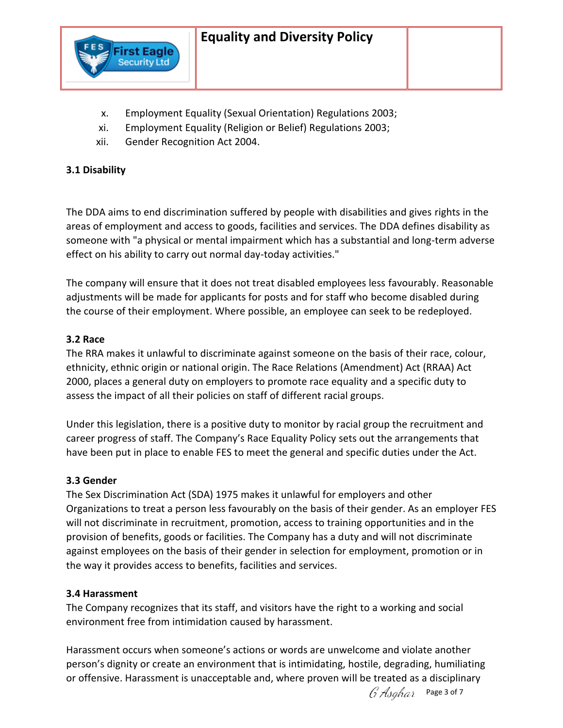x. Employment Equality (Sexual Orientation) Regulations 2003;
xi. Employment Equality (Religion or Belief) Regulations 2003;
xii. Gender Recognition Act 2004.

### 3.1 Disability

The DDA aims to end discrimination suffered by people with disabilities and gives rights in the areas of employment and access to goods, facilities and services. The DDA defines disability as someone with "a physical or mental impairment which has a substantial and long-term adverse effect on his ability to carry out normal day-today activities."

The company will ensure that it does not treat disabled employees less favourably. Reasonable adjustments will be made for applicants for posts and for staff who become disabled during the course of their employment. Where possible, an employee can seek to be redeployed.

### 3.2 Race

The RRA makes it unlawful to discriminate against someone on the basis of their race, colour, ethnicity, ethnic origin or national origin. The Race Relations (Amendment) Act (RRAA) Act 2000, places a general duty on employers to promote race equality and a specific duty to assess the impact of all their policies on staff of different racial groups.

Under this legislation, there is a positive duty to monitor by racial group the recruitment and career progress of staff. The Company's Race Equality Policy sets out the arrangements that have been put in place to enable FES to meet the general and specific duties under the Act.

### 3.3 Gender

The Sex Discrimination Act (SDA) 1975 makes it unlawful for employers and other Organizations to treat a person less favourably on the basis of their gender. As an employer FES will not discriminate in recruitment, promotion, access to training opportunities and in the provision of benefits, goods or facilities. The Company has a duty and will not discriminate against employees on the basis of their gender in selection for employment, promotion or in the way it provides access to benefits, facilities and services.

### 3.4 Harassment

The Company recognizes that its staff, and visitors have the right to a working and social environment free from intimidation caused by harassment.

Harassment occurs when someone's actions or words are unwelcome and violate another person's dignity or create an environment that is intimidating, hostile, degrading, humiliating or offensive. Harassment is unacceptable and, where proven will be treated as a disciplinary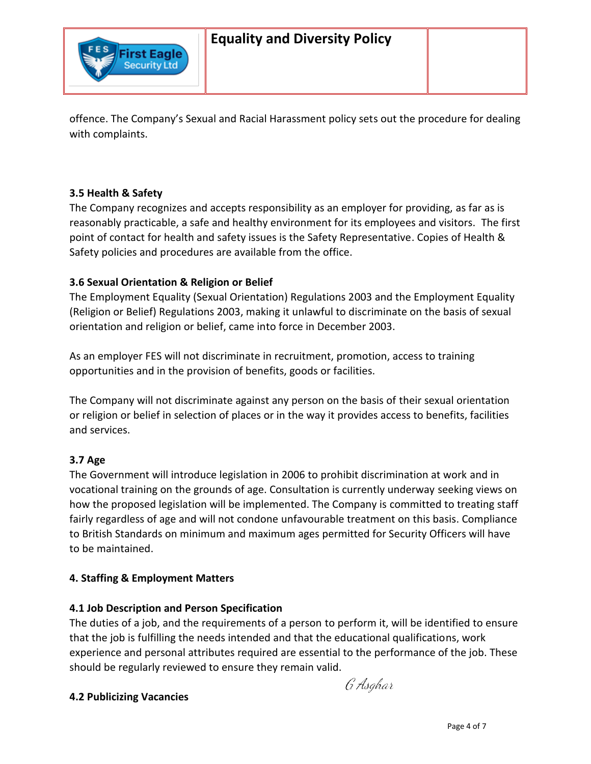offence. The Company's Sexual and Racial Harassment policy sets out the procedure for dealing with complaints.

### 3.5 Health & Safety

The Company recognizes and accepts responsibility as an employer for providing, as far as is reasonably practicable, a safe and healthy environment for its employees and visitors. The first point of contact for health and safety issues is the Safety Representative. Copies of Health & Safety policies and procedures are available from the office.

### 3.6 Sexual Orientation & Religion or Belief

The Employment Equality (Sexual Orientation) Regulations 2003 and the Employment Equality (Religion or Belief) Regulations 2003, making it unlawful to discriminate on the basis of sexual orientation and religion or belief, came into force in December 2003.

As an employer FES will not discriminate in recruitment, promotion, access to training opportunities and in the provision of benefits, goods or facilities.

The Company will not discriminate against any person on the basis of their sexual orientation or religion or belief in selection of places or in the way it provides access to benefits, facilities and services.

### 3.7 Age

The Government will introduce legislation in 2006 to prohibit discrimination at work and in vocational training on the grounds of age. Consultation is currently underway seeking views on how the proposed legislation will be implemented. The Company is committed to treating staff fairly regardless of age and will not condone unfavourable treatment on this basis. Compliance to British Standards on minimum and maximum ages permitted for Security Officers will have to be maintained.

## 4. Staffing & Employment Matters

### 4.1 Job Description and Person Specification

The duties of a job, and the requirements of a person to perform it, will be identified to ensure that the job is fulfilling the needs intended and that the educational qualifications, work experience and personal attributes required are essential to the performance of the job. These should be regularly reviewed to ensure they remain valid.

G Asghar

### 4.2 Publicizing Vacancies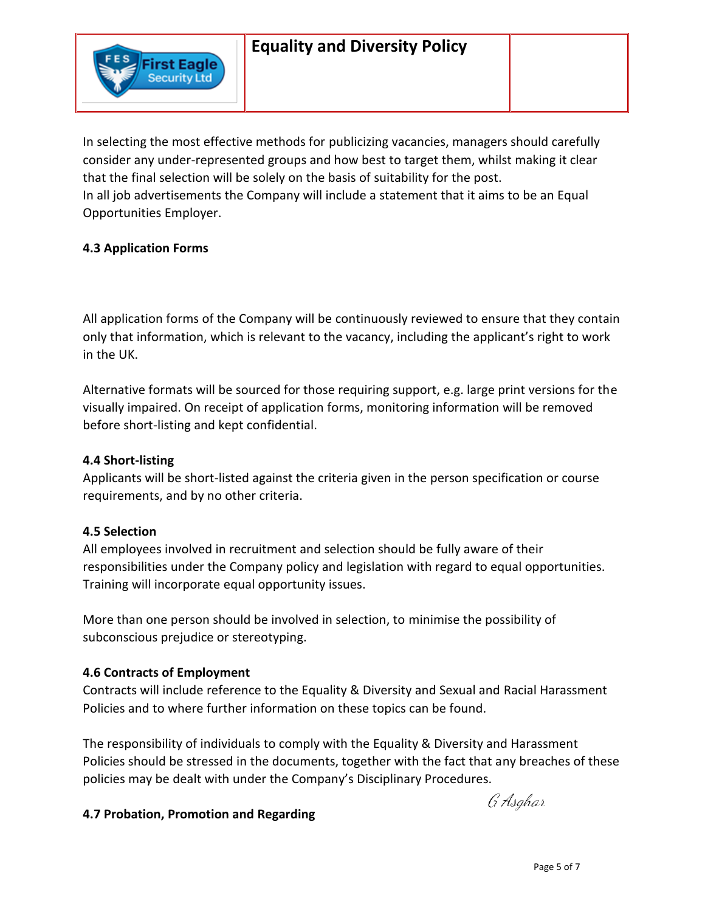In selecting the most effective methods for publicizing vacancies, managers should carefully consider any under-represented groups and how best to target them, whilst making it clear that the final selection will be solely on the basis of suitability for the post.
In all job advertisements the Company will include a statement that it aims to be an Equal Opportunities Employer.

### 4.3 Application Forms

All application forms of the Company will be continuously reviewed to ensure that they contain only that information, which is relevant to the vacancy, including the applicant's right to work in the UK.

Alternative formats will be sourced for those requiring support, e.g. large print versions for the visually impaired. On receipt of application forms, monitoring information will be removed before short-listing and kept confidential.

### 4.4 Short-listing

Applicants will be short-listed against the criteria given in the person specification or course requirements, and by no other criteria.

### 4.5 Selection

All employees involved in recruitment and selection should be fully aware of their responsibilities under the Company policy and legislation with regard to equal opportunities. Training will incorporate equal opportunity issues.

More than one person should be involved in selection, to minimise the possibility of subconscious prejudice or stereotyping.

### 4.6 Contracts of Employment

Contracts will include reference to the Equality & Diversity and Sexual and Racial Harassment Policies and to where further information on these topics can be found.

The responsibility of individuals to comply with the Equality & Diversity and Harassment Policies should be stressed in the documents, together with the fact that any breaches of these policies may be dealt with under the Company's Disciplinary Procedures.

G Asghar

### 4.7 Probation, Promotion and Regarding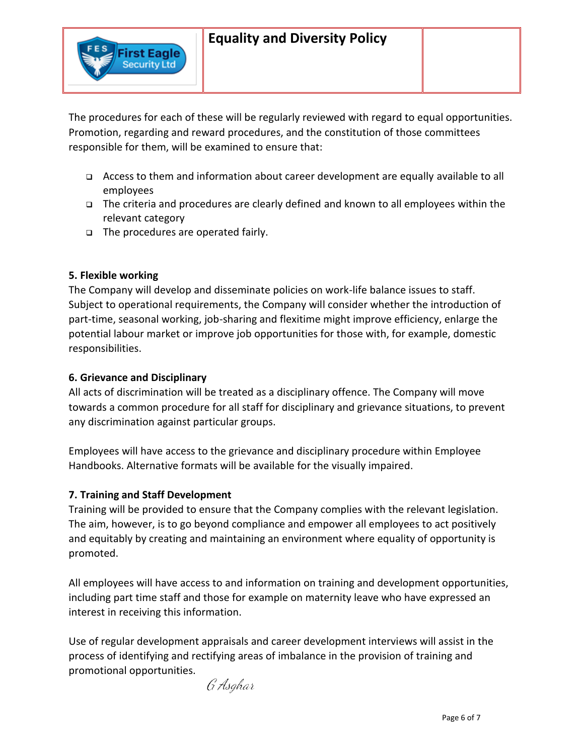The procedures for each of these will be regularly reviewed with regard to equal opportunities. Promotion, regarding and reward procedures, and the constitution of those committees responsible for them, will be examined to ensure that:

- Access to them and information about career development are equally available to all employees
- The criteria and procedures are clearly defined and known to all employees within the relevant category
- The procedures are operated fairly.

**5. Flexible working**

The Company will develop and disseminate policies on work-life balance issues to staff. Subject to operational requirements, the Company will consider whether the introduction of part-time, seasonal working, job-sharing and flexitime might improve efficiency, enlarge the potential labour market or improve job opportunities for those with, for example, domestic responsibilities.

**6. Grievance and Disciplinary**

All acts of discrimination will be treated as a disciplinary offence. The Company will move towards a common procedure for all staff for disciplinary and grievance situations, to prevent any discrimination against particular groups.

Employees will have access to the grievance and disciplinary procedure within Employee Handbooks. Alternative formats will be available for the visually impaired.

**7. Training and Staff Development**

Training will be provided to ensure that the Company complies with the relevant legislation. The aim, however, is to go beyond compliance and empower all employees to act positively and equitably by creating and maintaining an environment where equality of opportunity is promoted.

All employees will have access to and information on training and development opportunities, including part time staff and those for example on maternity leave who have expressed an interest in receiving this information.

Use of regular development appraisals and career development interviews will assist in the process of identifying and rectifying areas of imbalance in the provision of training and promotional opportunities.

*G Asghar*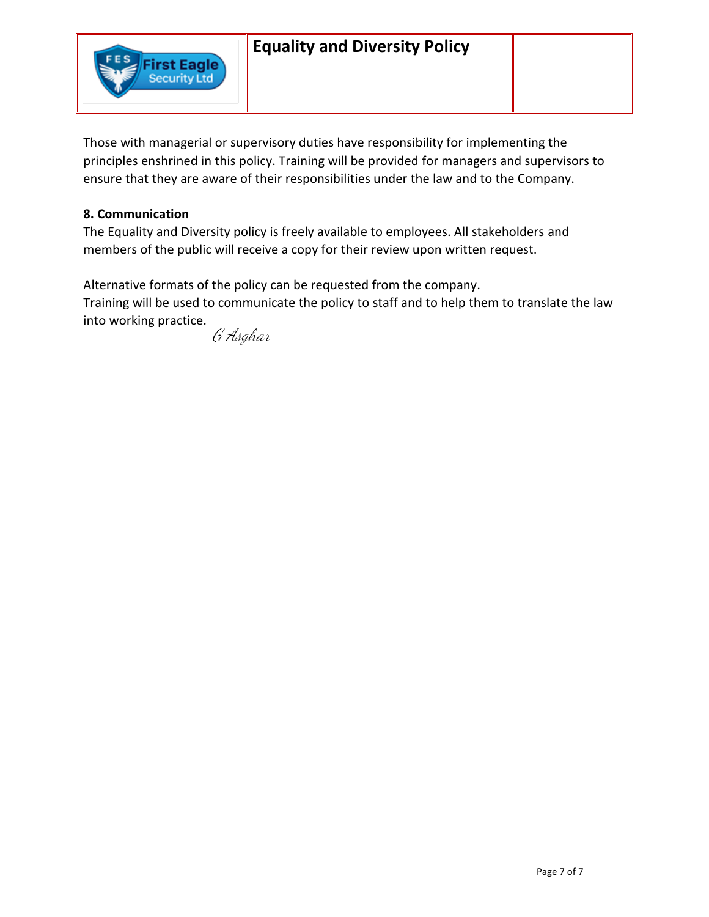Those with managerial or supervisory duties have responsibility for implementing the principles enshrined in this policy. Training will be provided for managers and supervisors to ensure that they are aware of their responsibilities under the law and to the Company.

**8. Communication**

The Equality and Diversity policy is freely available to employees. All stakeholders and members of the public will receive a copy for their review upon written request.

Alternative formats of the policy can be requested from the company.
Training will be used to communicate the policy to staff and to help them to translate the law into working practice.

G Asghar